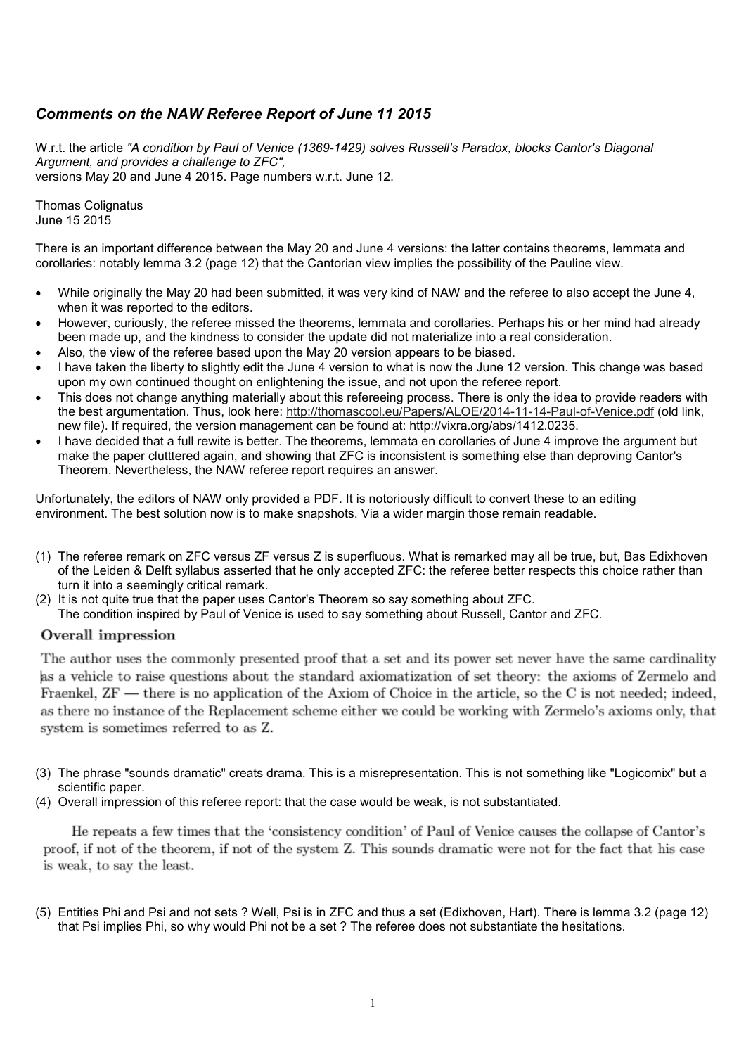## *Comments on the NAW Referee Report of June 11 2015*

W.r.t. the article *"A condition by Paul of Venice (1369-1429) solves Russell's Paradox, blocks Cantor's Diagonal Argument, and provides a challenge to ZFC",*
versions May 20 and June 4 2015. Page numbers w.r.t. June 12.

Thomas Colignatus
June 15 2015

There is an important difference between the May 20 and June 4 versions: the latter contains theorems, lemmata and corollaries: notably lemma 3.2 (page 12) that the Cantorian view implies the possibility of the Pauline view.

- While originally the May 20 had been submitted, it was very kind of NAW and the referee to also accept the June 4, when it was reported to the editors.
- However, curiously, the referee missed the theorems, lemmata and corollaries. Perhaps his or her mind had already been made up, and the kindness to consider the update did not materialize into a real consideration.
- Also, the view of the referee based upon the May 20 version appears to be biased.
- I have taken the liberty to slightly edit the June 4 version to what is now the June 12 version. This change was based upon my own continued thought on enlightening the issue, and not upon the referee report.
- This does not change anything materially about this refereeing process. There is only the idea to provide readers with the best argumentation. Thus, look here: http://thomascool.eu/Papers/ALOE/2014-11-14-Paul-of-Venice.pdf (old link, new file). If required, the version management can be found at: http://vixra.org/abs/1412.0235.
- I have decided that a full rewite is better. The theorems, lemmata en corollaries of June 4 improve the argument but make the paper clutttered again, and showing that ZFC is inconsistent is something else than deproving Cantor's Theorem. Nevertheless, the NAW referee report requires an answer.

Unfortunately, the editors of NAW only provided a PDF. It is notoriously difficult to convert these to an editing environment. The best solution now is to make snapshots. Via a wider margin those remain readable.

(1) The referee remark on ZFC versus ZF versus Z is superfluous. What is remarked may all be true, but, Bas Edixhoven of the Leiden & Delft syllabus asserted that he only accepted ZFC: the referee better respects this choice rather than turn it into a seemingly critical remark.
(2) It is not quite true that the paper uses Cantor's Theorem so say something about ZFC.
The condition inspired by Paul of Venice is used to say something about Russell, Cantor and ZFC.

### Overall impression

The author uses the commonly presented proof that a set and its power set never have the same cardinality as a vehicle to raise questions about the standard axiomatization of set theory: the axioms of Zermelo and Fraenkel, ZF — there is no application of the Axiom of Choice in the article, so the C is not needed; indeed, as there no instance of the Replacement scheme either we could be working with Zermelo's axioms only, that system is sometimes referred to as Z.

(3) The phrase "sounds dramatic" creats drama. This is a misrepresentation. This is not something like "Logicomix" but a scientific paper.
(4) Overall impression of this referee report: that the case would be weak, is not substantiated.

He repeats a few times that the 'consistency condition' of Paul of Venice causes the collapse of Cantor's proof, if not of the theorem, if not of the system Z. This sounds dramatic were not for the fact that his case is weak, to say the least.

(5) Entities Phi and Psi and not sets ? Well, Psi is in ZFC and thus a set (Edixhoven, Hart). There is lemma 3.2 (page 12) that Psi implies Phi, so why would Phi not be a set ? The referee does not substantiate the hesitations.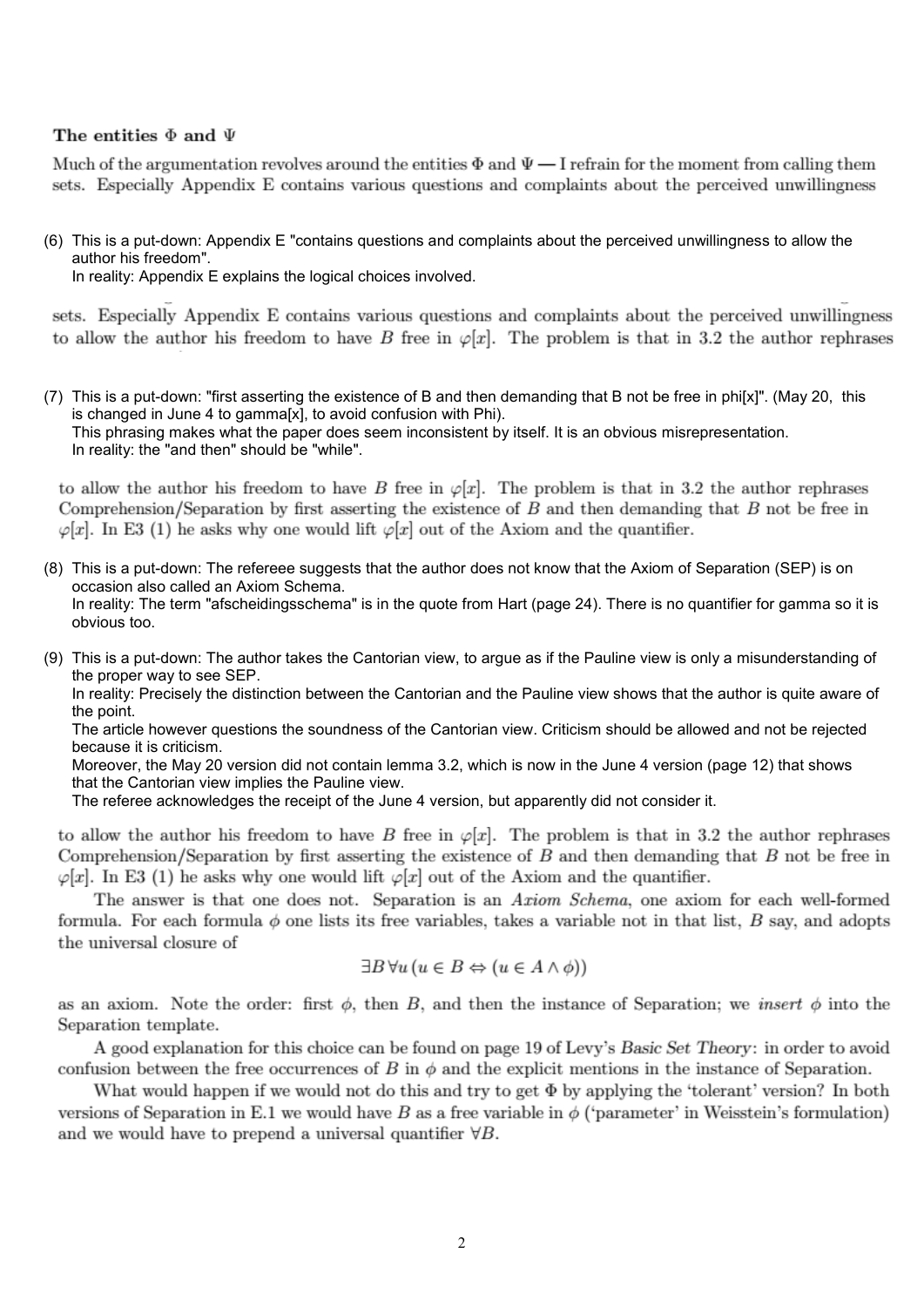**The entities $\Phi$ and $\Psi$**

Much of the argumentation revolves around the entities $\Phi$ and $\Psi$ — I refrain for the moment from calling them sets. Especially Appendix E contains various questions and complaints about the perceived unwillingness

(6) This is a put-down: Appendix E "contains questions and complaints about the perceived unwillingness to allow the author his freedom".
In reality: Appendix E explains the logical choices involved.

sets. Especially Appendix E contains various questions and complaints about the perceived unwillingness to allow the author his freedom to have $B$ free in $\varphi[x]$. The problem is that in 3.2 the author rephrases

(7) This is a put-down: "first asserting the existence of B and then demanding that B not be free in phi[x]". (May 20, this is changed in June 4 to gamma[x], to avoid confusion with Phi).
This phrasing makes what the paper does seem inconsistent by itself. It is an obvious misrepresentation.
In reality: the "and then" should be "while".

to allow the author his freedom to have $B$ free in $\varphi[x]$. The problem is that in 3.2 the author rephrases Comprehension/Separation by first asserting the existence of $B$ and then demanding that $B$ not be free in $\varphi[x]$. In E3 (1) he asks why one would lift $\varphi[x]$ out of the Axiom and the quantifier.

(8) This is a put-down: The refereee suggests that the author does not know that the Axiom of Separation (SEP) is on occasion also called an Axiom Schema.
In reality: The term "afscheidingsschema" is in the quote from Hart (page 24). There is no quantifier for gamma so it is obvious too.

(9) This is a put-down: The author takes the Cantorian view, to argue as if the Pauline view is only a misunderstanding of the proper way to see SEP.
In reality: Precisely the distinction between the Cantorian and the Pauline view shows that the author is quite aware of the point.
The article however questions the soundness of the Cantorian view. Criticism should be allowed and not be rejected because it is criticism.
Moreover, the May 20 version did not contain lemma 3.2, which is now in the June 4 version (page 12) that shows that the Cantorian view implies the Pauline view.
The referee acknowledges the receipt of the June 4 version, but apparently did not consider it.

to allow the author his freedom to have $B$ free in $\varphi[x]$. The problem is that in 3.2 the author rephrases Comprehension/Separation by first asserting the existence of $B$ and then demanding that $B$ not be free in $\varphi[x]$. In E3 (1) he asks why one would lift $\varphi[x]$ out of the Axiom and the quantifier.

The answer is that one does not. Separation is an *Axiom Schema*, one axiom for each well-formed formula. For each formula $\phi$ one lists its free variables, takes a variable not in that list, $B$ say, and adopts the universal closure of

$$\exists B\, \forall u\, (u \in B \Leftrightarrow (u \in A \wedge \phi))$$

as an axiom. Note the order: first $\phi$, then $B$, and then the instance of Separation; we *insert* $\phi$ into the Separation template.

A good explanation for this choice can be found on page 19 of Levy's *Basic Set Theory*: in order to avoid confusion between the free occurrences of $B$ in $\phi$ and the explicit mentions in the instance of Separation.

What would happen if we would not do this and try to get $\Phi$ by applying the 'tolerant' version? In both versions of Separation in E.1 we would have $B$ as a free variable in $\phi$ ('parameter' in Weisstein's formulation) and we would have to prepend a universal quantifier $\forall B$.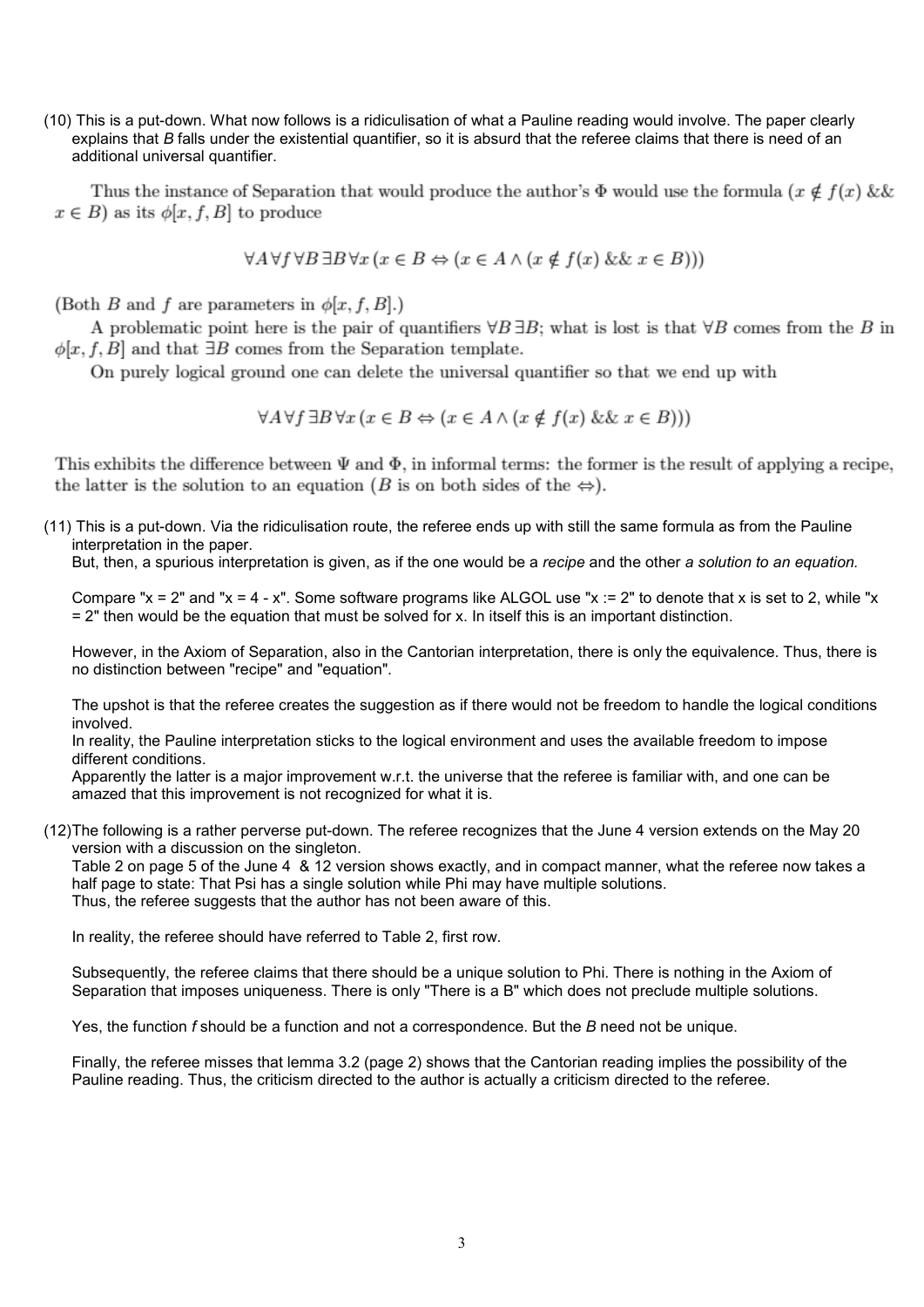(10) This is a put-down. What now follows is a ridiculisation of what a Pauline reading would involve. The paper clearly explains that *B* falls under the existential quantifier, so it is absurd that the referee claims that there is need of an additional universal quantifier.

> Thus the instance of Separation that would produce the author's $\Phi$ would use the formula $(x \notin f(x) \;\&\&\; x \in B)$ as its $\phi[x, f, B]$ to produce
>
> $$\forall A \forall f \forall B \exists B \forall x \, (x \in B \Leftrightarrow (x \in A \wedge (x \notin f(x) \;\&\&\; x \in B)))$$
>
> (Both $B$ and $f$ are parameters in $\phi[x, f, B]$.)
>
> A problematic point here is the pair of quantifiers $\forall B \exists B$; what is lost is that $\forall B$ comes from the $B$ in $\phi[x, f, B]$ and that $\exists B$ comes from the Separation template.
>
> On purely logical ground one can delete the universal quantifier so that we end up with
>
> $$\forall A \forall f \exists B \forall x \, (x \in B \Leftrightarrow (x \in A \wedge (x \notin f(x) \;\&\&\; x \in B)))$$
>
> This exhibits the difference between $\Psi$ and $\Phi$, in informal terms: the former is the result of applying a recipe, the latter is the solution to an equation ($B$ is on both sides of the $\Leftrightarrow$).

(11) This is a put-down. Via the ridiculisation route, the referee ends up with still the same formula as from the Pauline interpretation in the paper.
But, then, a spurious interpretation is given, as if the one would be a *recipe* and the other *a solution to an equation.*

Compare "x = 2" and "x = 4 - x". Some software programs like ALGOL use "x := 2" to denote that x is set to 2, while "x = 2" then would be the equation that must be solved for x. In itself this is an important distinction.

However, in the Axiom of Separation, also in the Cantorian interpretation, there is only the equivalence. Thus, there is no distinction between "recipe" and "equation".

The upshot is that the referee creates the suggestion as if there would not be freedom to handle the logical conditions involved.
In reality, the Pauline interpretation sticks to the logical environment and uses the available freedom to impose different conditions.
Apparently the latter is a major improvement w.r.t. the universe that the referee is familiar with, and one can be amazed that this improvement is not recognized for what it is.

(12) The following is a rather perverse put-down. The referee recognizes that the June 4 version extends on the May 20 version with a discussion on the singleton.
Table 2 on page 5 of the June 4 & 12 version shows exactly, and in compact manner, what the referee now takes a half page to state: That Psi has a single solution while Phi may have multiple solutions.
Thus, the referee suggests that the author has not been aware of this.

In reality, the referee should have referred to Table 2, first row.

Subsequently, the referee claims that there should be a unique solution to Phi. There is nothing in the Axiom of Separation that imposes uniqueness. There is only "There is a B" which does not preclude multiple solutions.

Yes, the function *f* should be a function and not a correspondence. But the *B* need not be unique.

Finally, the referee misses that lemma 3.2 (page 2) shows that the Cantorian reading implies the possibility of the Pauline reading. Thus, the criticism directed to the author is actually a criticism directed to the referee.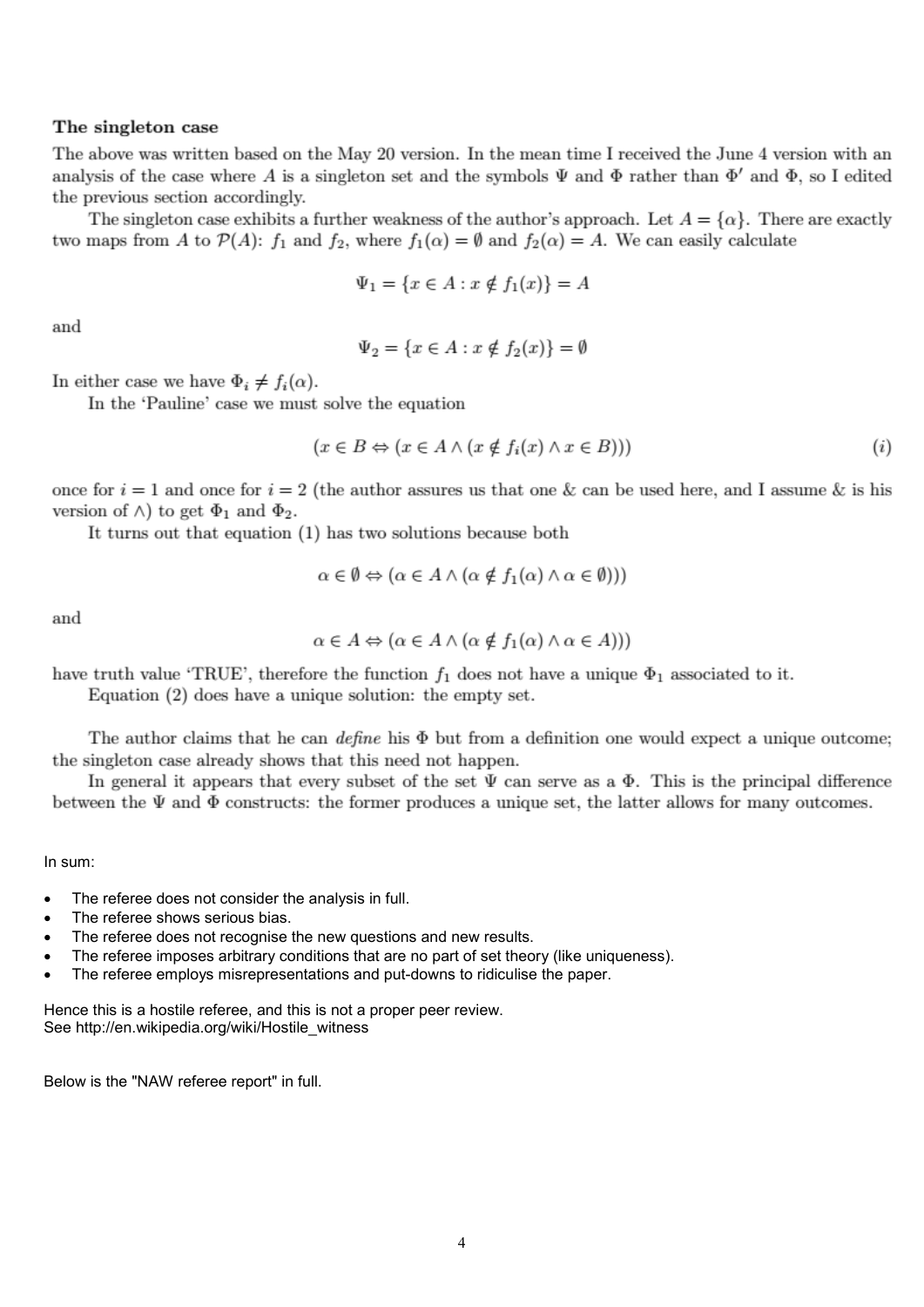### The singleton case

The above was written based on the May 20 version. In the mean time I received the June 4 version with an analysis of the case where $A$ is a singleton set and the symbols $\Psi$ and $\Phi$ rather than $\Phi'$ and $\Phi$, so I edited the previous section accordingly.

The singleton case exhibits a further weakness of the author's approach. Let $A = \{\alpha\}$. There are exactly two maps from $A$ to $\mathcal{P}(A)$: $f_1$ and $f_2$, where $f_1(\alpha) = \emptyset$ and $f_2(\alpha) = A$. We can easily calculate

$$\Psi_1 = \{x \in A : x \notin f_1(x)\} = A$$

and

$$\Psi_2 = \{x \in A : x \notin f_2(x)\} = \emptyset$$

In either case we have $\Phi_i \neq f_i(\alpha)$.

In the 'Pauline' case we must solve the equation

$$(x \in B \Leftrightarrow (x \in A \wedge (x \notin f_i(x) \wedge x \in B))) \qquad (i)$$

once for $i = 1$ and once for $i = 2$ (the author assures us that one & can be used here, and I assume & is his version of $\wedge$) to get $\Phi_1$ and $\Phi_2$.

It turns out that equation (1) has two solutions because both

$$\alpha \in \emptyset \Leftrightarrow (\alpha \in A \wedge (\alpha \notin f_1(\alpha) \wedge \alpha \in \emptyset)))$$

and

$$\alpha \in A \Leftrightarrow (\alpha \in A \wedge (\alpha \notin f_1(\alpha) \wedge \alpha \in A)))$$

have truth value 'TRUE', therefore the function $f_1$ does not have a unique $\Phi_1$ associated to it.

Equation (2) does have a unique solution: the empty set.

The author claims that he can *define* his $\Phi$ but from a definition one would expect a unique outcome; the singleton case already shows that this need not happen.

In general it appears that every subset of the set $\Psi$ can serve as a $\Phi$. This is the principal difference between the $\Psi$ and $\Phi$ constructs: the former produces a unique set, the latter allows for many outcomes.

In sum:

- The referee does not consider the analysis in full.
- The referee shows serious bias.
- The referee does not recognise the new questions and new results.
- The referee imposes arbitrary conditions that are no part of set theory (like uniqueness).
- The referee employs misrepresentations and put-downs to ridiculise the paper.

Hence this is a hostile referee, and this is not a proper peer review.
See http://en.wikipedia.org/wiki/Hostile_witness

Below is the "NAW referee report" in full.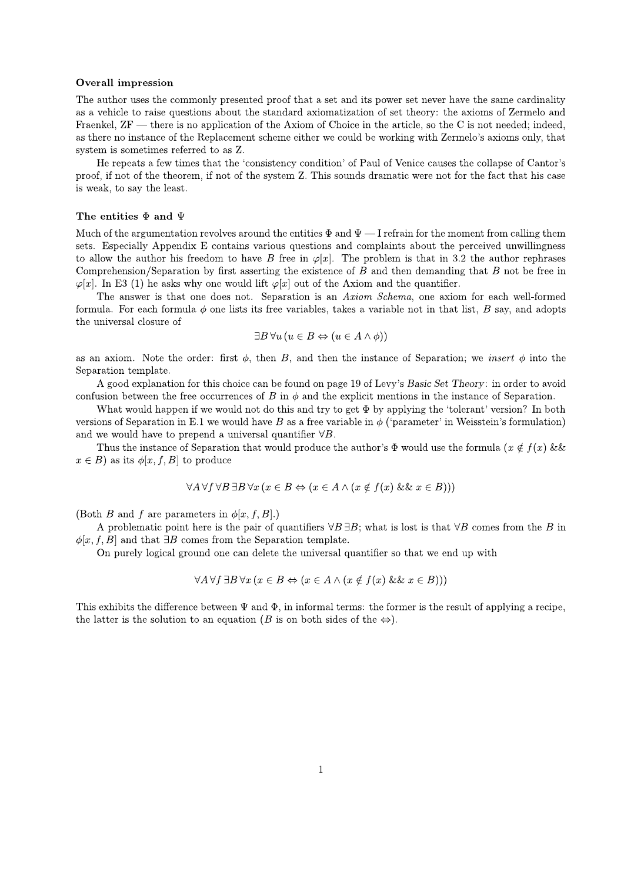### Overall impression

The author uses the commonly presented proof that a set and its power set never have the same cardinality as a vehicle to raise questions about the standard axiomatization of set theory: the axioms of Zermelo and Fraenkel, ZF — there is no application of the Axiom of Choice in the article, so the C is not needed; indeed, as there no instance of the Replacement scheme either we could be working with Zermelo's axioms only, that system is sometimes referred to as Z.

He repeats a few times that the 'consistency condition' of Paul of Venice causes the collapse of Cantor's proof, if not of the theorem, if not of the system Z. This sounds dramatic were not for the fact that his case is weak, to say the least.

### The entities $\Phi$ and $\Psi$

Much of the argumentation revolves around the entities $\Phi$ and $\Psi$ — I refrain for the moment from calling them sets. Especially Appendix E contains various questions and complaints about the perceived unwillingness to allow the author his freedom to have $B$ free in $\varphi[x]$. The problem is that in 3.2 the author rephrases Comprehension/Separation by first asserting the existence of $B$ and then demanding that $B$ not be free in $\varphi[x]$. In E3 (1) he asks why one would lift $\varphi[x]$ out of the Axiom and the quantifier.

The answer is that one does not. Separation is an *Axiom Schema*, one axiom for each well-formed formula. For each formula $\phi$ one lists its free variables, takes a variable not in that list, $B$ say, and adopts the universal closure of

$$\exists B\, \forall u\, (u \in B \Leftrightarrow (u \in A \wedge \phi))$$

as an axiom. Note the order: first $\phi$, then $B$, and then the instance of Separation; we *insert* $\phi$ into the Separation template.

A good explanation for this choice can be found on page 19 of Levy's *Basic Set Theory*: in order to avoid confusion between the free occurrences of $B$ in $\phi$ and the explicit mentions in the instance of Separation.

What would happen if we would not do this and try to get $\Phi$ by applying the 'tolerant' version? In both versions of Separation in E.1 we would have $B$ as a free variable in $\phi$ ('parameter' in Weisstein's formulation) and we would have to prepend a universal quantifier $\forall B$.

Thus the instance of Separation that would produce the author's $\Phi$ would use the formula $(x \notin f(x) \;\&\&\; x \in B)$ as its $\phi[x, f, B]$ to produce

$$\forall A\, \forall f\, \forall B\, \exists B\, \forall x\, (x \in B \Leftrightarrow (x \in A \wedge (x \notin f(x) \;\&\&\; x \in B)))$$

(Both $B$ and $f$ are parameters in $\phi[x, f, B]$.)

A problematic point here is the pair of quantifiers $\forall B\, \exists B$; what is lost is that $\forall B$ comes from the $B$ in $\phi[x, f, B]$ and that $\exists B$ comes from the Separation template.

On purely logical ground one can delete the universal quantifier so that we end up with

$$\forall A\, \forall f\, \exists B\, \forall x\, (x \in B \Leftrightarrow (x \in A \wedge (x \notin f(x) \;\&\&\; x \in B)))$$

This exhibits the difference between $\Psi$ and $\Phi$, in informal terms: the former is the result of applying a recipe, the latter is the solution to an equation ($B$ is on both sides of the $\Leftrightarrow$).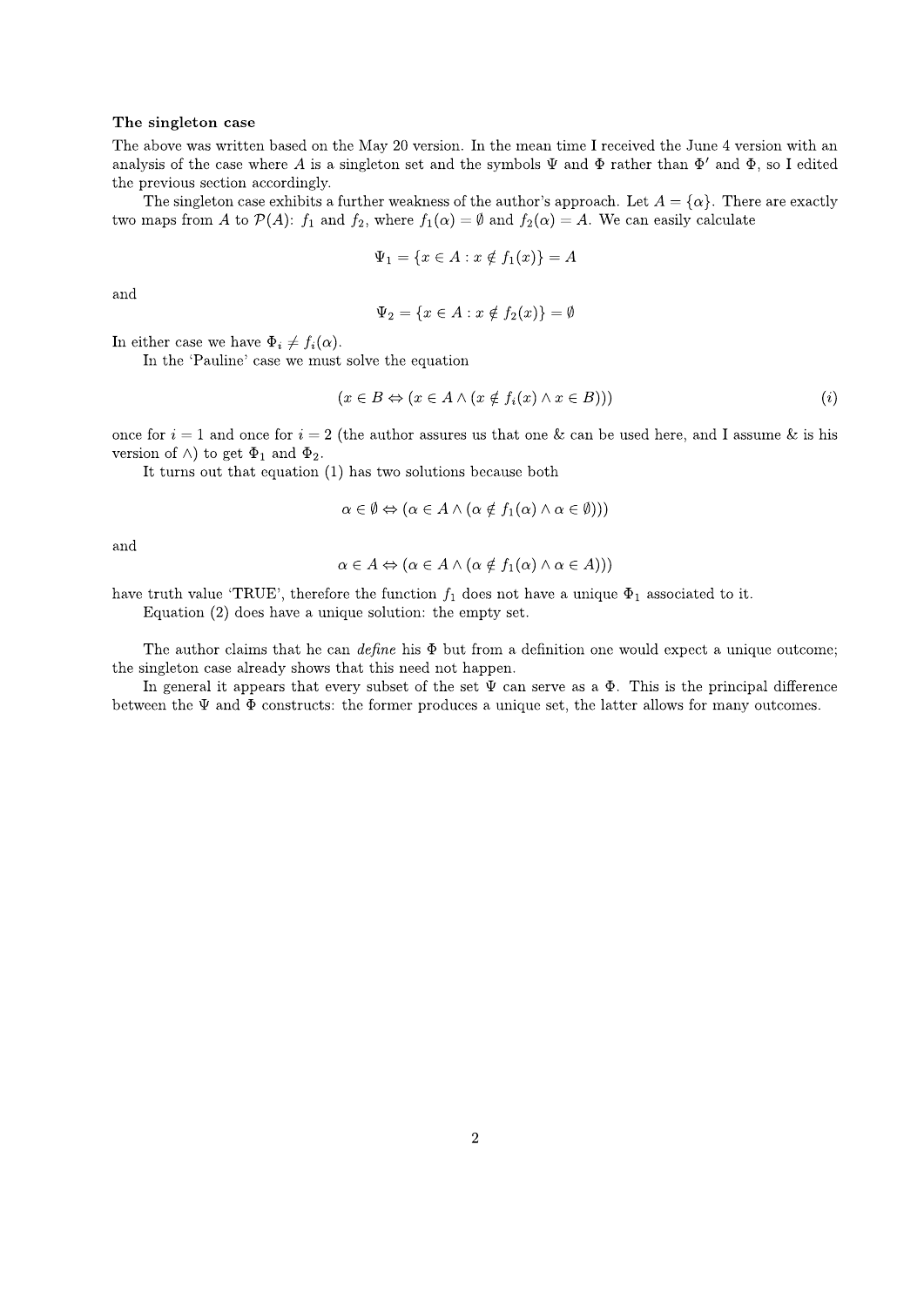**The singleton case**

The above was written based on the May 20 version. In the mean time I received the June 4 version with an analysis of the case where $A$ is a singleton set and the symbols $\Psi$ and $\Phi$ rather than $\Phi'$ and $\Phi$, so I edited the previous section accordingly.

The singleton case exhibits a further weakness of the author's approach. Let $A = \{\alpha\}$. There are exactly two maps from $A$ to $\mathcal{P}(A)$: $f_1$ and $f_2$, where $f_1(\alpha) = \emptyset$ and $f_2(\alpha) = A$. We can easily calculate

$$\Psi_1 = \{x \in A : x \notin f_1(x)\} = A$$

and

$$\Psi_2 = \{x \in A : x \notin f_2(x)\} = \emptyset$$

In either case we have $\Phi_i \neq f_i(\alpha)$.

In the 'Pauline' case we must solve the equation

$$(x \in B \Leftrightarrow (x \in A \wedge (x \notin f_i(x) \wedge x \in B))) \tag{$i$}$$

once for $i = 1$ and once for $i = 2$ (the author assures us that one & can be used here, and I assume & is his version of $\wedge$) to get $\Phi_1$ and $\Phi_2$.

It turns out that equation (1) has two solutions because both

$$\alpha \in \emptyset \Leftrightarrow (\alpha \in A \wedge (\alpha \notin f_1(\alpha) \wedge \alpha \in \emptyset)))$$

and

$$\alpha \in A \Leftrightarrow (\alpha \in A \wedge (\alpha \notin f_1(\alpha) \wedge \alpha \in A)))$$

have truth value 'TRUE', therefore the function $f_1$ does not have a unique $\Phi_1$ associated to it.

Equation (2) does have a unique solution: the empty set.

The author claims that he can *define* his $\Phi$ but from a definition one would expect a unique outcome; the singleton case already shows that this need not happen.

In general it appears that every subset of the set $\Psi$ can serve as a $\Phi$. This is the principal difference between the $\Psi$ and $\Phi$ constructs: the former produces a unique set, the latter allows for many outcomes.